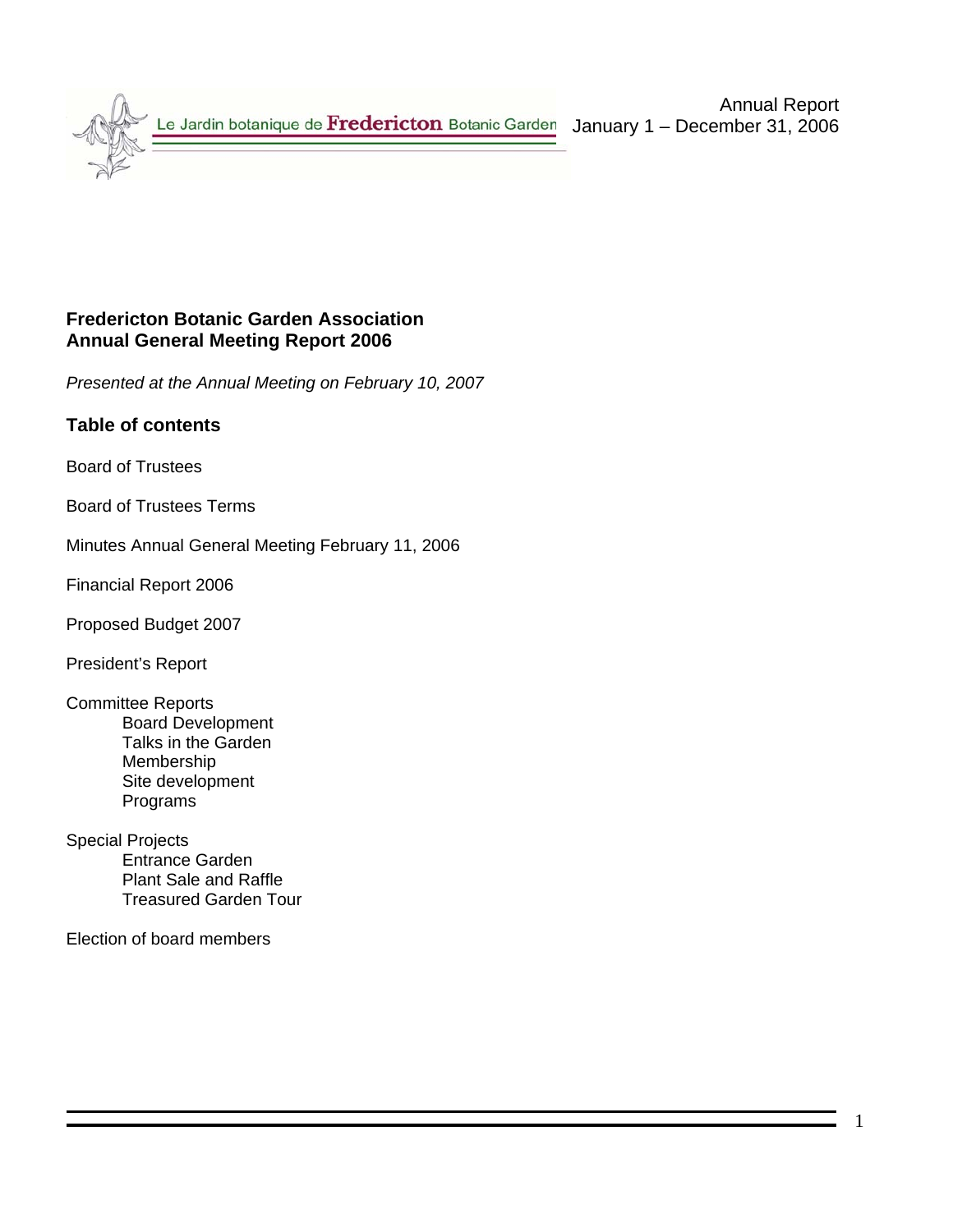Le Jardin botanique de **Fredericton** Botanic Garden

Annual Report
January 1 – December 31, 2006

# Fredericton Botanic Garden Association
# Annual General Meeting Report 2006

*Presented at the Annual Meeting on February 10, 2007*

## Table of contents

Board of Trustees

Board of Trustees Terms

Minutes Annual General Meeting February 11, 2006

Financial Report 2006

Proposed Budget 2007

President's Report

Committee Reports
- Board Development
- Talks in the Garden
- Membership
- Site development
- Programs

Special Projects
- Entrance Garden
- Plant Sale and Raffle
- Treasured Garden Tour

Election of board members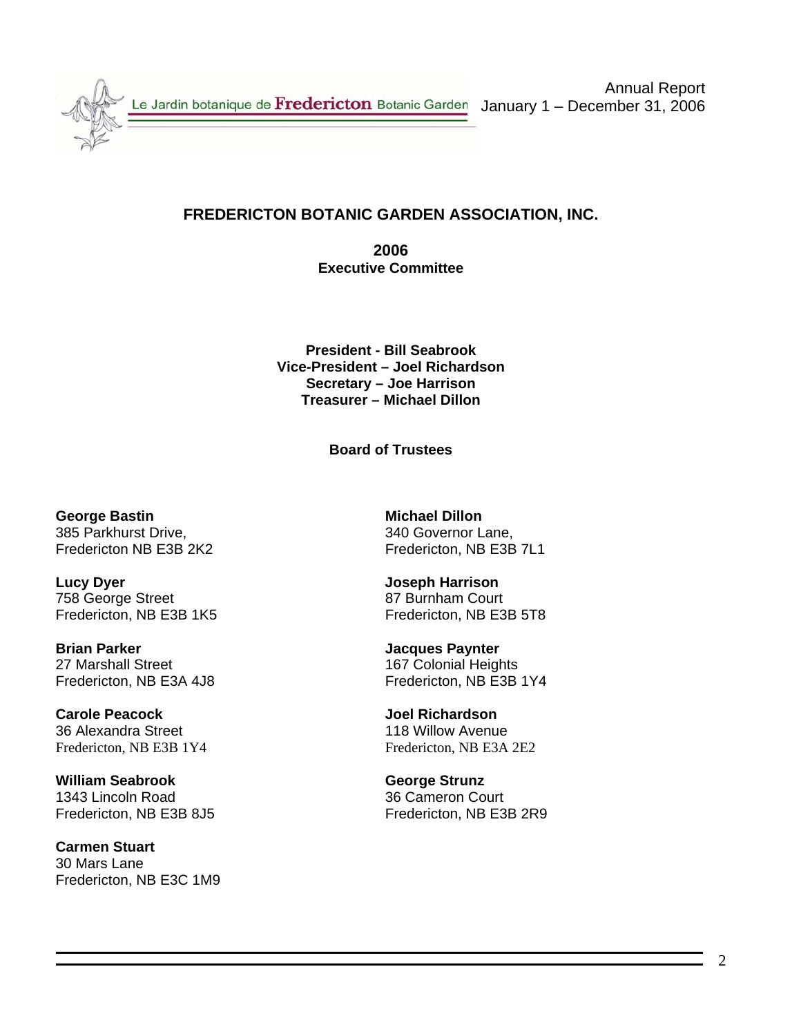# FREDERICTON BOTANIC GARDEN ASSOCIATION, INC.

**2006**
**Executive Committee**

**President - Bill Seabrook**
**Vice-President – Joel Richardson**
**Secretary – Joe Harrison**
**Treasurer – Michael Dillon**

## Board of Trustees

**George Bastin**
385 Parkhurst Drive,
Fredericton NB E3B 2K2

**Lucy Dyer**
758 George Street
Fredericton, NB E3B 1K5

**Brian Parker**
27 Marshall Street
Fredericton, NB E3A 4J8

**Carole Peacock**
36 Alexandra Street
Fredericton, NB E3B 1Y4

**William Seabrook**
1343 Lincoln Road
Fredericton, NB E3B 8J5

**Carmen Stuart**
30 Mars Lane
Fredericton, NB E3C 1M9

**Michael Dillon**
340 Governor Lane,
Fredericton, NB E3B 7L1

**Joseph Harrison**
87 Burnham Court
Fredericton, NB E3B 5T8

**Jacques Paynter**
167 Colonial Heights
Fredericton, NB E3B 1Y4

**Joel Richardson**
118 Willow Avenue
Fredericton, NB E3A 2E2

**George Strunz**
36 Cameron Court
Fredericton, NB E3B 2R9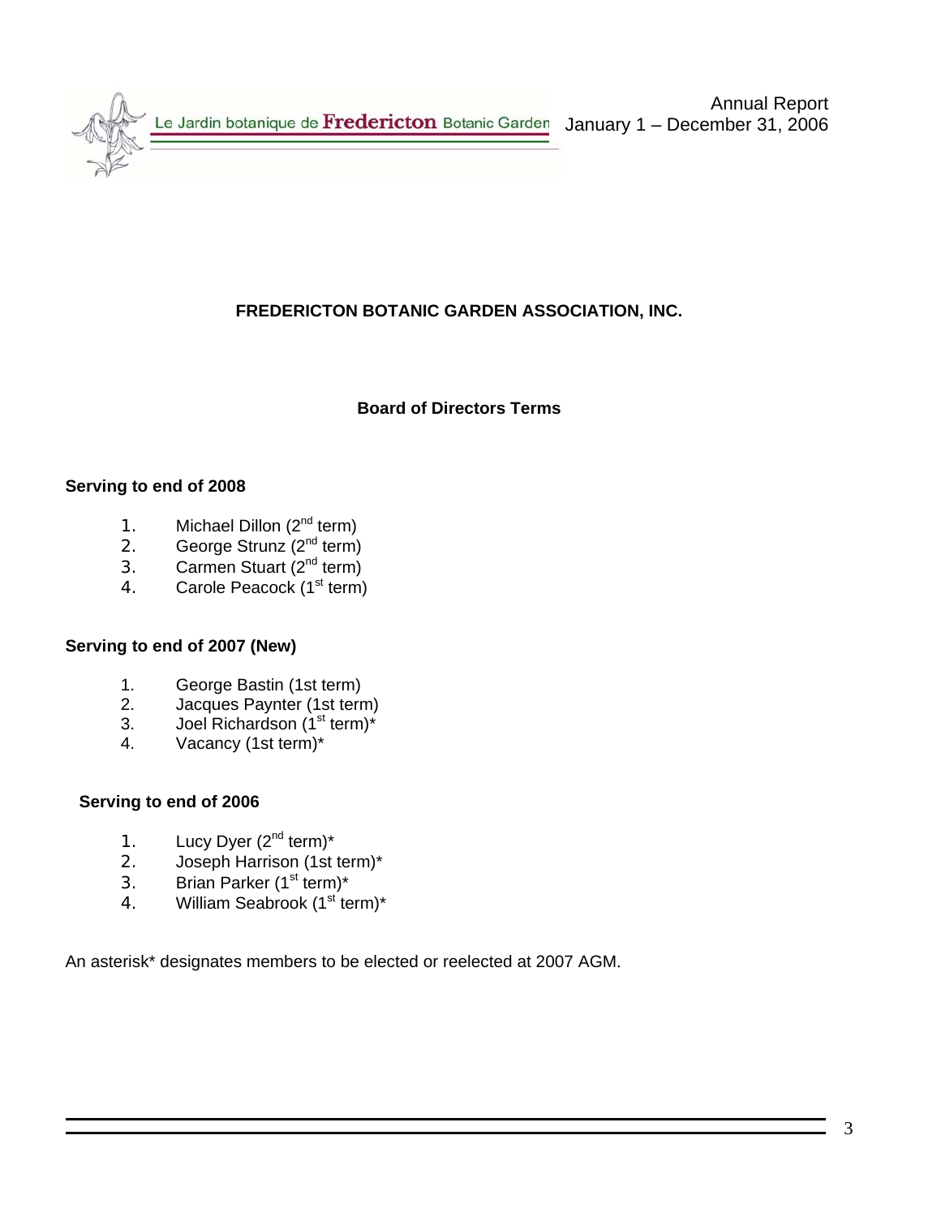## FREDERICTON BOTANIC GARDEN ASSOCIATION, INC.

### Board of Directors Terms

**Serving to end of 2008**

1. Michael Dillon (2nd term)
2. George Strunz (2nd term)
3. Carmen Stuart (2nd term)
4. Carole Peacock (1st term)

**Serving to end of 2007 (New)**

1. George Bastin (1st term)
2. Jacques Paynter (1st term)
3. Joel Richardson (1st term)*
4. Vacancy (1st term)*

**Serving to end of 2006**

1. Lucy Dyer (2nd term)*
2. Joseph Harrison (1st term)*
3. Brian Parker (1st term)*
4. William Seabrook (1st term)*

An asterisk* designates members to be elected or reelected at 2007 AGM.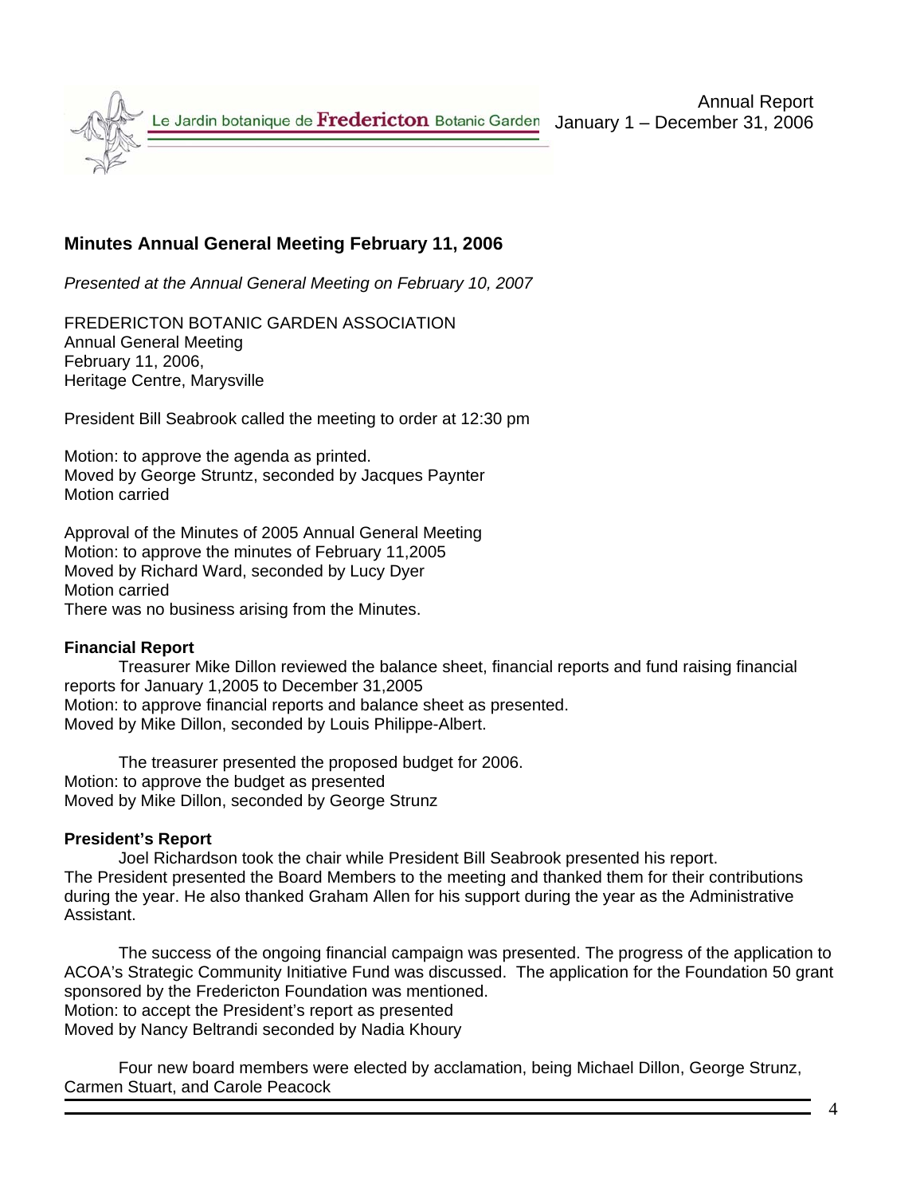## Minutes Annual General Meeting February 11, 2006

*Presented at the Annual General Meeting on February 10, 2007*

FREDERICTON BOTANIC GARDEN ASSOCIATION
Annual General Meeting
February 11, 2006,
Heritage Centre, Marysville

President Bill Seabrook called the meeting to order at 12:30 pm

Motion: to approve the agenda as printed.
Moved by George Struntz, seconded by Jacques Paynter
Motion carried

Approval of the Minutes of 2005 Annual General Meeting
Motion: to approve the minutes of February 11,2005
Moved by Richard Ward, seconded by Lucy Dyer
Motion carried
There was no business arising from the Minutes.

**Financial Report**

Treasurer Mike Dillon reviewed the balance sheet, financial reports and fund raising financial reports for January 1,2005 to December 31,2005
Motion: to approve financial reports and balance sheet as presented.
Moved by Mike Dillon, seconded by Louis Philippe-Albert.

The treasurer presented the proposed budget for 2006.
Motion: to approve the budget as presented
Moved by Mike Dillon, seconded by George Strunz

**President's Report**

Joel Richardson took the chair while President Bill Seabrook presented his report.
The President presented the Board Members to the meeting and thanked them for their contributions during the year. He also thanked Graham Allen for his support during the year as the Administrative Assistant.

The success of the ongoing financial campaign was presented. The progress of the application to ACOA's Strategic Community Initiative Fund was discussed. The application for the Foundation 50 grant sponsored by the Fredericton Foundation was mentioned.
Motion: to accept the President's report as presented
Moved by Nancy Beltrandi seconded by Nadia Khoury

Four new board members were elected by acclamation, being Michael Dillon, George Strunz, Carmen Stuart, and Carole Peacock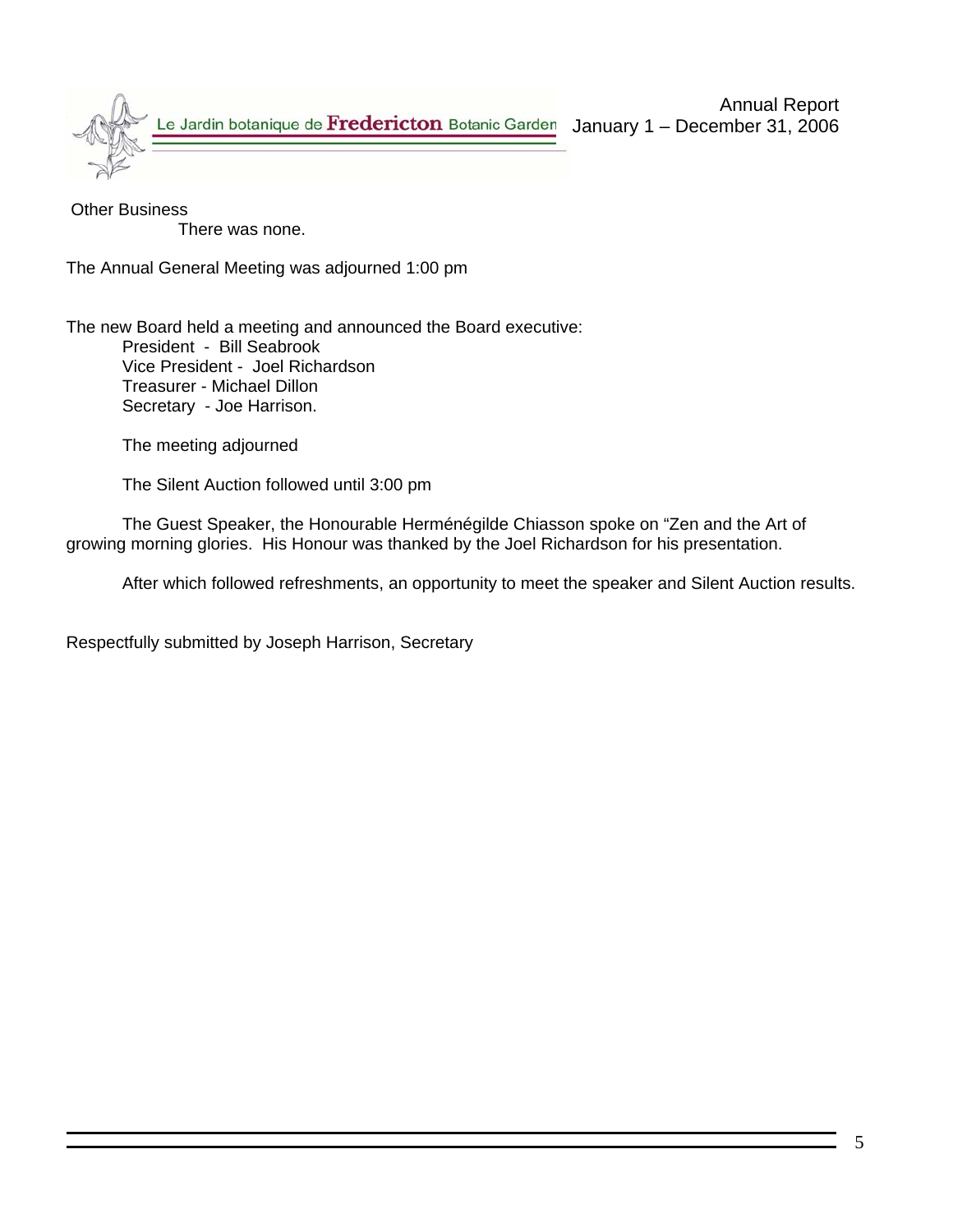Other Business

There was none.

The Annual General Meeting was adjourned 1:00 pm

The new Board held a meeting and announced the Board executive:

President - Bill Seabrook
Vice President - Joel Richardson
Treasurer - Michael Dillon
Secretary - Joe Harrison.

The meeting adjourned

The Silent Auction followed until 3:00 pm

The Guest Speaker, the Honourable Herménégilde Chiasson spoke on "Zen and the Art of growing morning glories. His Honour was thanked by the Joel Richardson for his presentation.

After which followed refreshments, an opportunity to meet the speaker and Silent Auction results.

Respectfully submitted by Joseph Harrison, Secretary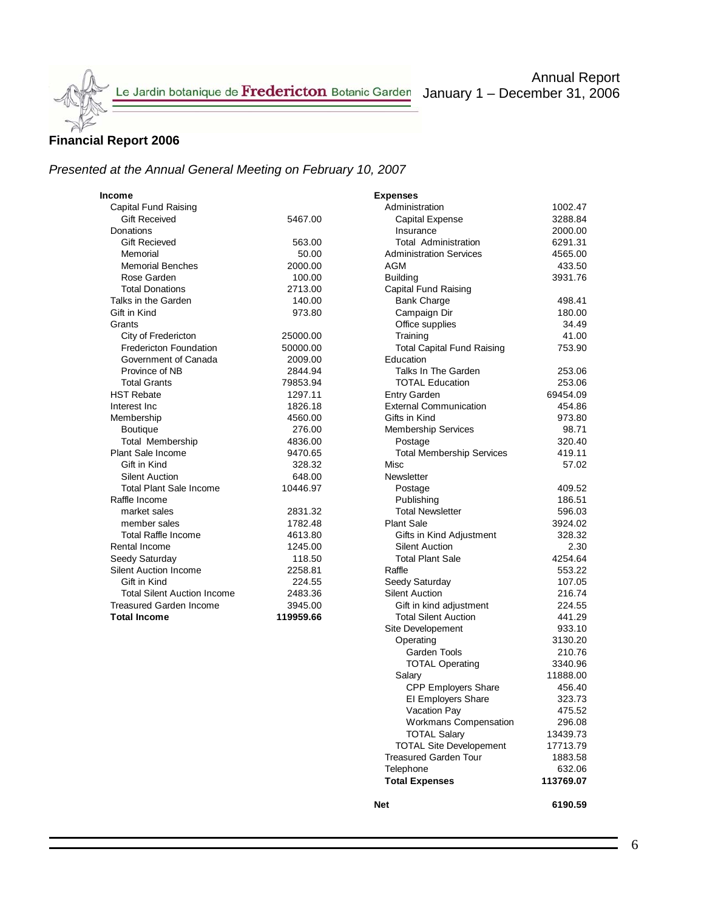Le Jardin botanique de **Fredericton** Botanic Garden

Annual Report
January 1 – December 31, 2006

## Financial Report 2006

*Presented at the Annual General Meeting on February 10, 2007*

| **Income** | |
|---|---|
| Capital Fund Raising | |
| Gift Received | 5467.00 |
| Donations | |
| Gift Recieved | 563.00 |
| Memorial | 50.00 |
| Memorial Benches | 2000.00 |
| Rose Garden | 100.00 |
| Total Donations | 2713.00 |
| Talks in the Garden | 140.00 |
| Gift in Kind | 973.80 |
| Grants | |
| City of Fredericton | 25000.00 |
| Fredericton Foundation | 50000.00 |
| Government of Canada | 2009.00 |
| Province of NB | 2844.94 |
| Total Grants | 79853.94 |
| HST Rebate | 1297.11 |
| Interest Inc | 1826.18 |
| Membership | 4560.00 |
| Boutique | 276.00 |
| Total Membership | 4836.00 |
| Plant Sale Income | 9470.65 |
| Gift in Kind | 328.32 |
| Silent Auction | 648.00 |
| Total Plant Sale Income | 10446.97 |
| Raffle Income | |
| market sales | 2831.32 |
| member sales | 1782.48 |
| Total Raffle Income | 4613.80 |
| Rental Income | 1245.00 |
| Seedy Saturday | 118.50 |
| Silent Auction Income | 2258.81 |
| Gift in Kind | 224.55 |
| Total Silent Auction Income | 2483.36 |
| Treasured Garden Income | 3945.00 |
| **Total Income** | **119959.66** |

| **Expenses** | |
|---|---|
| Administration | 1002.47 |
| Capital Expense | 3288.84 |
| Insurance | 2000.00 |
| Total Administration | 6291.31 |
| Administration Services | 4565.00 |
| AGM | 433.50 |
| Building | 3931.76 |
| Capital Fund Raising | |
| Bank Charge | 498.41 |
| Campaign Dir | 180.00 |
| Office supplies | 34.49 |
| Training | 41.00 |
| Total Capital Fund Raising | 753.90 |
| Education | |
| Talks In The Garden | 253.06 |
| TOTAL Education | 253.06 |
| Entry Garden | 69454.09 |
| External Communication | 454.86 |
| Gifts in Kind | 973.80 |
| Membership Services | 98.71 |
| Postage | 320.40 |
| Total Membership Services | 419.11 |
| Misc | 57.02 |
| Newsletter | |
| Postage | 409.52 |
| Publishing | 186.51 |
| Total Newsletter | 596.03 |
| Plant Sale | 3924.02 |
| Gifts in Kind Adjustment | 328.32 |
| Silent Auction | 2.30 |
| Total Plant Sale | 4254.64 |
| Raffle | 553.22 |
| Seedy Saturday | 107.05 |
| Silent Auction | 216.74 |
| Gift in kind adjustment | 224.55 |
| Total Silent Auction | 441.29 |
| Site Developement | 933.10 |
| Operating | 3130.20 |
| Garden Tools | 210.76 |
| TOTAL Operating | 3340.96 |
| Salary | 11888.00 |
| CPP Employers Share | 456.40 |
| EI Employers Share | 323.73 |
| Vacation Pay | 475.52 |
| Workmans Compensation | 296.08 |
| TOTAL Salary | 13439.73 |
| TOTAL Site Developement | 17713.79 |
| Treasured Garden Tour | 1883.58 |
| Telephone | 632.06 |
| **Total Expenses** | **113769.07** |
| | |
| **Net** | **6190.59** |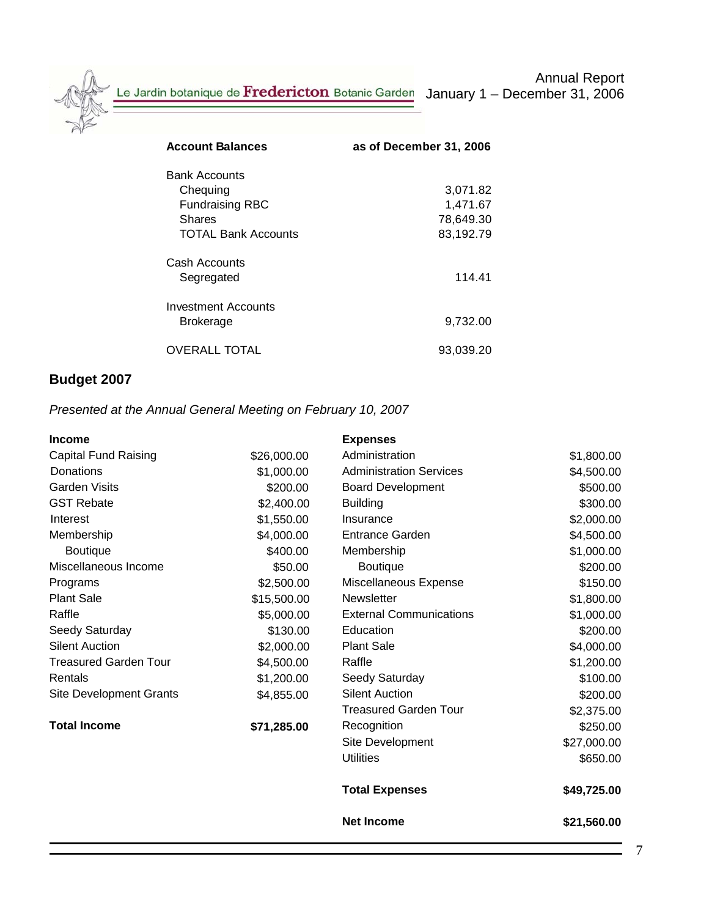Le Jardin botanique de **Fredericton** Botanic Garden

Annual Report
January 1 – December 31, 2006

| **Account Balances** | **as of December 31, 2006** |
|---|---|
| Bank Accounts | |
| Chequing | 3,071.82 |
| Fundraising RBC | 1,471.67 |
| Shares | 78,649.30 |
| TOTAL Bank Accounts | 83,192.79 |
| Cash Accounts | |
| Segregated | 114.41 |
| Investment Accounts | |
| Brokerage | 9,732.00 |
| OVERALL TOTAL | 93,039.20 |

## Budget 2007

*Presented at the Annual General Meeting on February 10, 2007*

| **Income** | | **Expenses** | |
|---|---|---|---|
| Capital Fund Raising | $26,000.00 | Administration | $1,800.00 |
| Donations | $1,000.00 | Administration Services | $4,500.00 |
| Garden Visits | $200.00 | Board Development | $500.00 |
| GST Rebate | $2,400.00 | Building | $300.00 |
| Interest | $1,550.00 | Insurance | $2,000.00 |
| Membership | $4,000.00 | Entrance Garden | $4,500.00 |
| Boutique | $400.00 | Membership | $1,000.00 |
| Miscellaneous Income | $50.00 | Boutique | $200.00 |
| Programs | $2,500.00 | Miscellaneous Expense | $150.00 |
| Plant Sale | $15,500.00 | Newsletter | $1,800.00 |
| Raffle | $5,000.00 | External Communications | $1,000.00 |
| Seedy Saturday | $130.00 | Education | $200.00 |
| Silent Auction | $2,000.00 | Plant Sale | $4,000.00 |
| Treasured Garden Tour | $4,500.00 | Raffle | $1,200.00 |
| Rentals | $1,200.00 | Seedy Saturday | $100.00 |
| Site Development Grants | $4,855.00 | Silent Auction | $200.00 |
| | | Treasured Garden Tour | $2,375.00 |
| **Total Income** | **$71,285.00** | Recognition | $250.00 |
| | | Site Development | $27,000.00 |
| | | Utilities | $650.00 |
| | | **Total Expenses** | **$49,725.00** |
| | | **Net Income** | **$21,560.00** |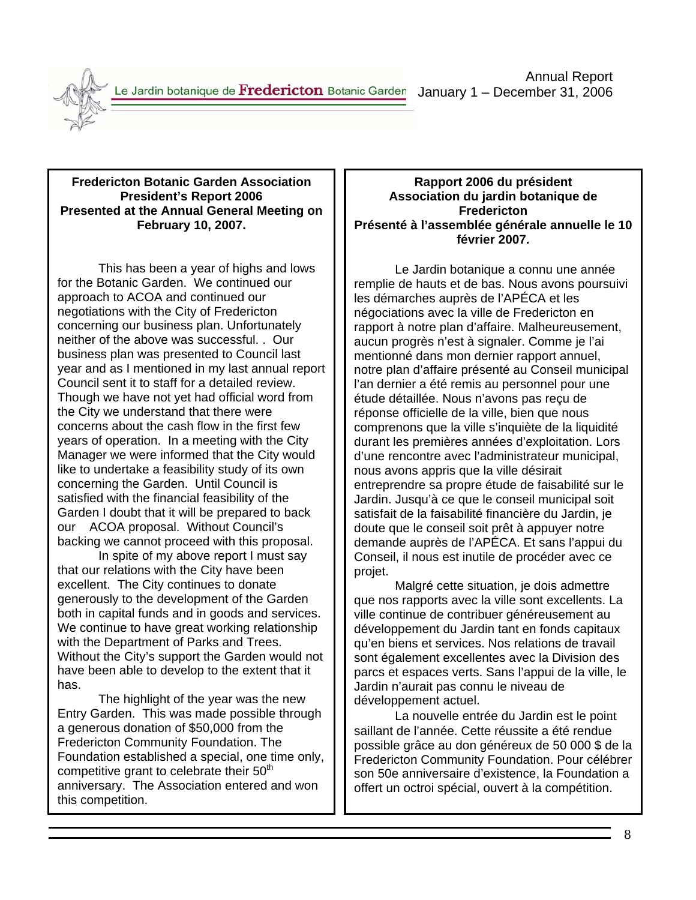**Fredericton Botanic Garden Association**
**President's Report 2006**
**Presented at the Annual General Meeting on February 10, 2007.**

This has been a year of highs and lows for the Botanic Garden. We continued our approach to ACOA and continued our negotiations with the City of Fredericton concerning our business plan. Unfortunately neither of the above was successful. . Our business plan was presented to Council last year and as I mentioned in my last annual report Council sent it to staff for a detailed review. Though we have not yet had official word from the City we understand that there were concerns about the cash flow in the first few years of operation. In a meeting with the City Manager we were informed that the City would like to undertake a feasibility study of its own concerning the Garden. Until Council is satisfied with the financial feasibility of the Garden I doubt that it will be prepared to back our ACOA proposal. Without Council's backing we cannot proceed with this proposal.

In spite of my above report I must say that our relations with the City have been excellent. The City continues to donate generously to the development of the Garden both in capital funds and in goods and services. We continue to have great working relationship with the Department of Parks and Trees. Without the City's support the Garden would not have been able to develop to the extent that it has.

The highlight of the year was the new Entry Garden. This was made possible through a generous donation of $50,000 from the Fredericton Community Foundation. The Foundation established a special, one time only, competitive grant to celebrate their 50th anniversary. The Association entered and won this competition.

**Rapport 2006 du président**
**Association du jardin botanique de Fredericton**
**Présenté à l'assemblée générale annuelle le 10 février 2007.**

Le Jardin botanique a connu une année remplie de hauts et de bas. Nous avons poursuivi les démarches auprès de l'APÉCA et les négociations avec la ville de Fredericton en rapport à notre plan d'affaire. Malheureusement, aucun progrès n'est à signaler. Comme je l'ai mentionné dans mon dernier rapport annuel, notre plan d'affaire présenté au Conseil municipal l'an dernier a été remis au personnel pour une étude détaillée. Nous n'avons pas reçu de réponse officielle de la ville, bien que nous comprenons que la ville s'inquiète de la liquidité durant les premières années d'exploitation. Lors d'une rencontre avec l'administrateur municipal, nous avons appris que la ville désirait entreprendre sa propre étude de faisabilité sur le Jardin. Jusqu'à ce que le conseil municipal soit satisfait de la faisabilité financière du Jardin, je doute que le conseil soit prêt à appuyer notre demande auprès de l'APÉCA. Et sans l'appui du Conseil, il nous est inutile de procéder avec ce projet.

Malgré cette situation, je dois admettre que nos rapports avec la ville sont excellents. La ville continue de contribuer généreusement au développement du Jardin tant en fonds capitaux qu'en biens et services. Nos relations de travail sont également excellentes avec la Division des parcs et espaces verts. Sans l'appui de la ville, le Jardin n'aurait pas connu le niveau de développement actuel.

La nouvelle entrée du Jardin est le point saillant de l'année. Cette réussite a été rendue possible grâce au don généreux de 50 000 $ de la Fredericton Community Foundation. Pour célébrer son 50e anniversaire d'existence, la Foundation a offert un octroi spécial, ouvert à la compétition.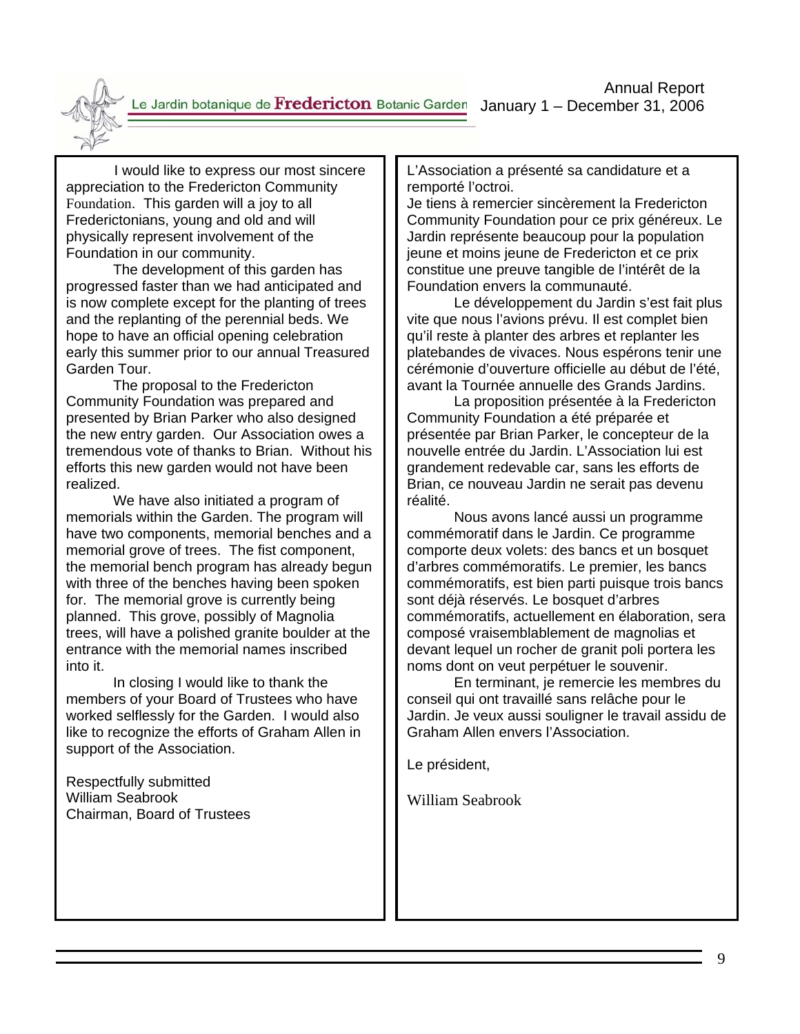I would like to express our most sincere appreciation to the Fredericton Community Foundation. This garden will a joy to all Frederictonians, young and old and will physically represent involvement of the Foundation in our community.

The development of this garden has progressed faster than we had anticipated and is now complete except for the planting of trees and the replanting of the perennial beds. We hope to have an official opening celebration early this summer prior to our annual Treasured Garden Tour.

The proposal to the Fredericton Community Foundation was prepared and presented by Brian Parker who also designed the new entry garden. Our Association owes a tremendous vote of thanks to Brian. Without his efforts this new garden would not have been realized.

We have also initiated a program of memorials within the Garden. The program will have two components, memorial benches and a memorial grove of trees. The fist component, the memorial bench program has already begun with three of the benches having been spoken for. The memorial grove is currently being planned. This grove, possibly of Magnolia trees, will have a polished granite boulder at the entrance with the memorial names inscribed into it.

In closing I would like to thank the members of your Board of Trustees who have worked selflessly for the Garden. I would also like to recognize the efforts of Graham Allen in support of the Association.

Respectfully submitted
William Seabrook
Chairman, Board of Trustees

L'Association a présenté sa candidature et a remporté l'octroi.
Je tiens à remercier sincèrement la Fredericton Community Foundation pour ce prix généreux. Le Jardin représente beaucoup pour la population jeune et moins jeune de Fredericton et ce prix constitue une preuve tangible de l'intérêt de la Foundation envers la communauté.

Le développement du Jardin s'est fait plus vite que nous l'avions prévu. Il est complet bien qu'il reste à planter des arbres et replanter les platebandes de vivaces. Nous espérons tenir une cérémonie d'ouverture officielle au début de l'été, avant la Tournée annuelle des Grands Jardins.

La proposition présentée à la Fredericton Community Foundation a été préparée et présentée par Brian Parker, le concepteur de la nouvelle entrée du Jardin. L'Association lui est grandement redevable car, sans les efforts de Brian, ce nouveau Jardin ne serait pas devenu réalité.

Nous avons lancé aussi un programme commémoratif dans le Jardin. Ce programme comporte deux volets: des bancs et un bosquet d'arbres commémoratifs. Le premier, les bancs commémoratifs, est bien parti puisque trois bancs sont déjà réservés. Le bosquet d'arbres commémoratifs, actuellement en élaboration, sera composé vraisemblablement de magnolias et devant lequel un rocher de granit poli portera les noms dont on veut perpétuer le souvenir.

En terminant, je remercie les membres du conseil qui ont travaillé sans relâche pour le Jardin. Je veux aussi souligner le travail assidu de Graham Allen envers l'Association.

Le président,

William Seabrook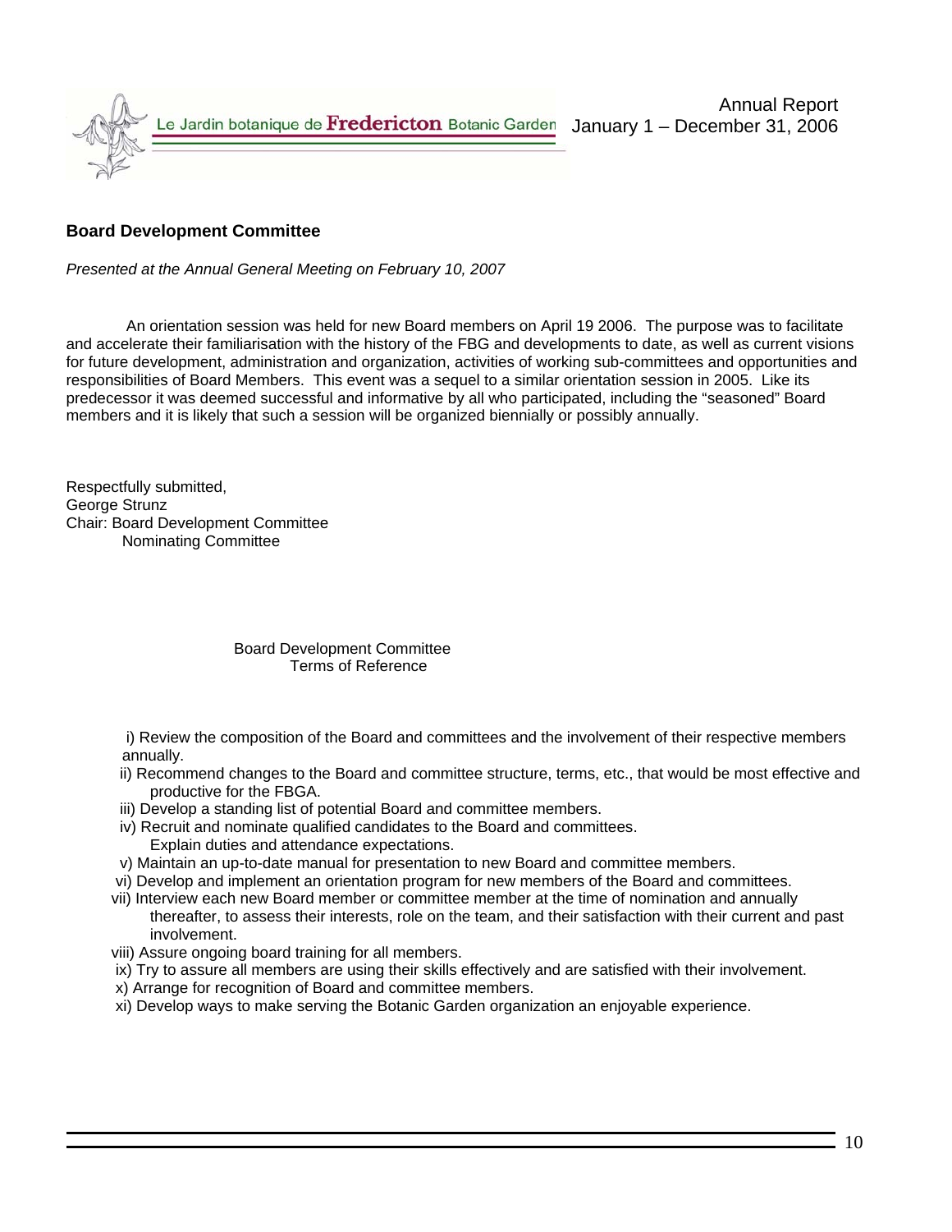## Board Development Committee

*Presented at the Annual General Meeting on February 10, 2007*

An orientation session was held for new Board members on April 19 2006. The purpose was to facilitate and accelerate their familiarisation with the history of the FBG and developments to date, as well as current visions for future development, administration and organization, activities of working sub-committees and opportunities and responsibilities of Board Members. This event was a sequel to a similar orientation session in 2005. Like its predecessor it was deemed successful and informative by all who participated, including the "seasoned" Board members and it is likely that such a session will be organized biennially or possibly annually.

Respectfully submitted,
George Strunz
Chair: Board Development Committee
Nominating Committee

### Board Development Committee Terms of Reference

i) Review the composition of the Board and committees and the involvement of their respective members annually.

ii) Recommend changes to the Board and committee structure, terms, etc., that would be most effective and productive for the FBGA.

iii) Develop a standing list of potential Board and committee members.

iv) Recruit and nominate qualified candidates to the Board and committees. Explain duties and attendance expectations.

v) Maintain an up-to-date manual for presentation to new Board and committee members.

vi) Develop and implement an orientation program for new members of the Board and committees.

vii) Interview each new Board member or committee member at the time of nomination and annually thereafter, to assess their interests, role on the team, and their satisfaction with their current and past involvement.

viii) Assure ongoing board training for all members.

ix) Try to assure all members are using their skills effectively and are satisfied with their involvement.

x) Arrange for recognition of Board and committee members.

xi) Develop ways to make serving the Botanic Garden organization an enjoyable experience.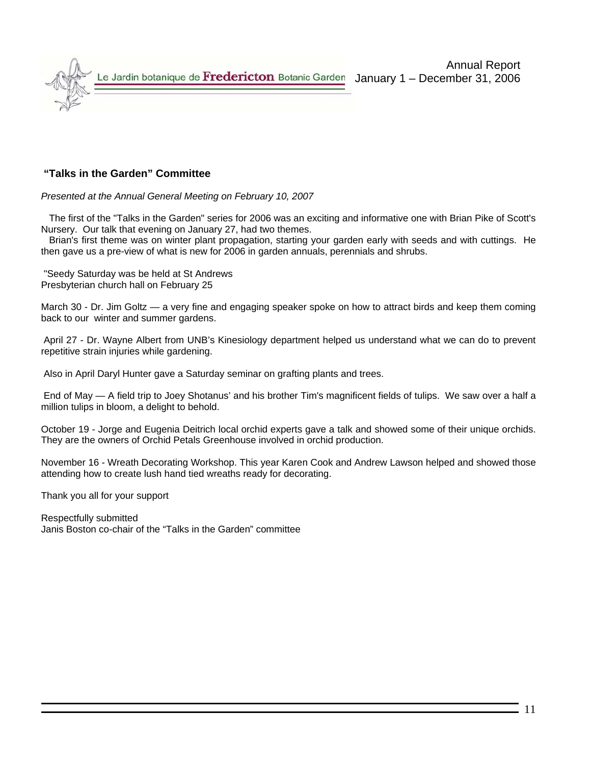## "Talks in the Garden" Committee

*Presented at the Annual General Meeting on February 10, 2007*

The first of the "Talks in the Garden" series for 2006 was an exciting and informative one with Brian Pike of Scott's Nursery. Our talk that evening on January 27, had two themes.

Brian's first theme was on winter plant propagation, starting your garden early with seeds and with cuttings. He then gave us a pre-view of what is new for 2006 in garden annuals, perennials and shrubs.

"Seedy Saturday was be held at St Andrews Presbyterian church hall on February 25

March 30 - Dr. Jim Goltz — a very fine and engaging speaker spoke on how to attract birds and keep them coming back to our winter and summer gardens.

April 27 - Dr. Wayne Albert from UNB's Kinesiology department helped us understand what we can do to prevent repetitive strain injuries while gardening.

Also in April Daryl Hunter gave a Saturday seminar on grafting plants and trees.

End of May — A field trip to Joey Shotanus' and his brother Tim's magnificent fields of tulips. We saw over a half a million tulips in bloom, a delight to behold.

October 19 - Jorge and Eugenia Deitrich local orchid experts gave a talk and showed some of their unique orchids. They are the owners of Orchid Petals Greenhouse involved in orchid production.

November 16 - Wreath Decorating Workshop. This year Karen Cook and Andrew Lawson helped and showed those attending how to create lush hand tied wreaths ready for decorating.

Thank you all for your support

Respectfully submitted  
Janis Boston co-chair of the "Talks in the Garden" committee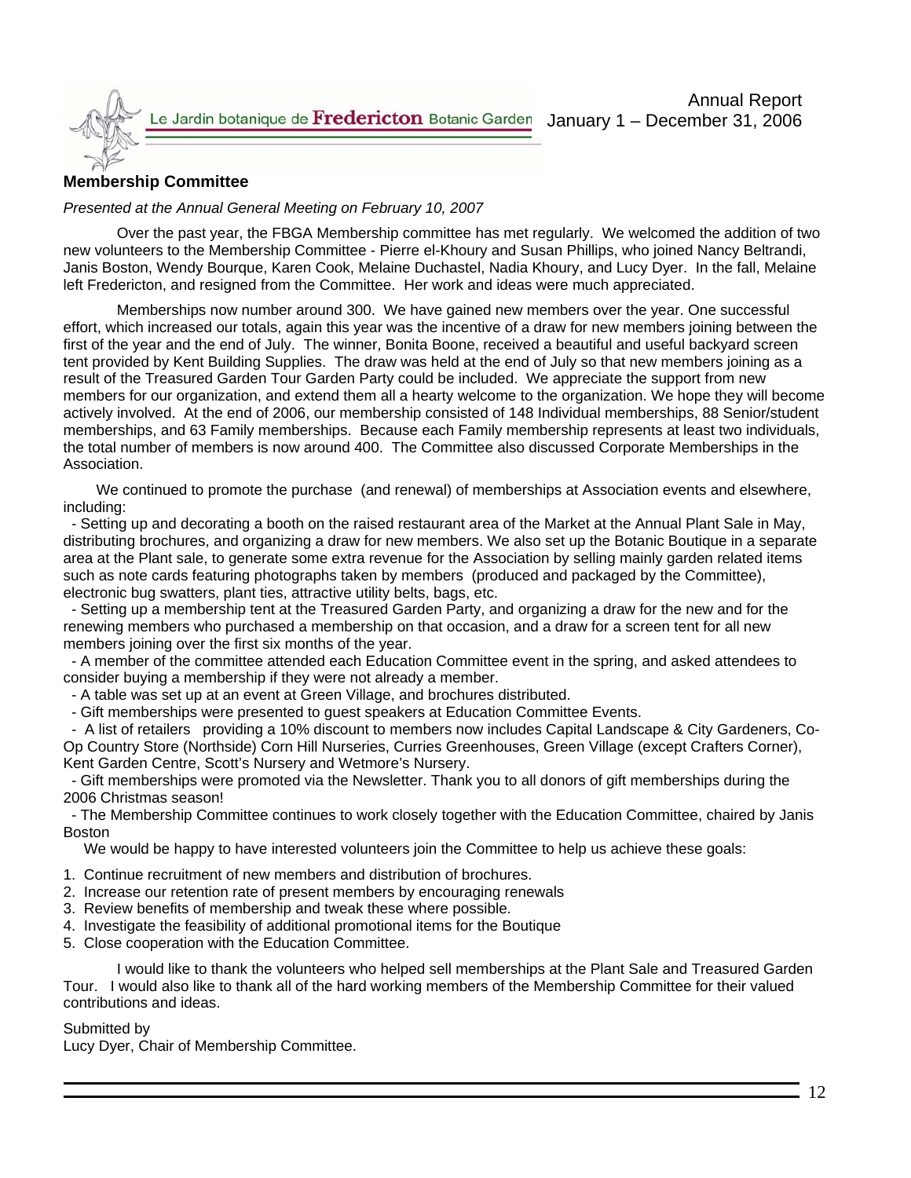## Membership Committee

*Presented at the Annual General Meeting on February 10, 2007*

Over the past year, the FBGA Membership committee has met regularly. We welcomed the addition of two new volunteers to the Membership Committee - Pierre el-Khoury and Susan Phillips, who joined Nancy Beltrandi, Janis Boston, Wendy Bourque, Karen Cook, Melaine Duchastel, Nadia Khoury, and Lucy Dyer. In the fall, Melaine left Fredericton, and resigned from the Committee. Her work and ideas were much appreciated.

Memberships now number around 300. We have gained new members over the year. One successful effort, which increased our totals, again this year was the incentive of a draw for new members joining between the first of the year and the end of July. The winner, Bonita Boone, received a beautiful and useful backyard screen tent provided by Kent Building Supplies. The draw was held at the end of July so that new members joining as a result of the Treasured Garden Tour Garden Party could be included. We appreciate the support from new members for our organization, and extend them all a hearty welcome to the organization. We hope they will become actively involved. At the end of 2006, our membership consisted of 148 Individual memberships, 88 Senior/student memberships, and 63 Family memberships. Because each Family membership represents at least two individuals, the total number of members is now around 400. The Committee also discussed Corporate Memberships in the Association.

We continued to promote the purchase (and renewal) of memberships at Association events and elsewhere, including:

- Setting up and decorating a booth on the raised restaurant area of the Market at the Annual Plant Sale in May, distributing brochures, and organizing a draw for new members. We also set up the Botanic Boutique in a separate area at the Plant sale, to generate some extra revenue for the Association by selling mainly garden related items such as note cards featuring photographs taken by members (produced and packaged by the Committee), electronic bug swatters, plant ties, attractive utility belts, bags, etc.
- Setting up a membership tent at the Treasured Garden Party, and organizing a draw for the new and for the renewing members who purchased a membership on that occasion, and a draw for a screen tent for all new members joining over the first six months of the year.
- A member of the committee attended each Education Committee event in the spring, and asked attendees to consider buying a membership if they were not already a member.
- A table was set up at an event at Green Village, and brochures distributed.
- Gift memberships were presented to guest speakers at Education Committee Events.
- A list of retailers providing a 10% discount to members now includes Capital Landscape & City Gardeners, Co-Op Country Store (Northside) Corn Hill Nurseries, Curries Greenhouses, Green Village (except Crafters Corner), Kent Garden Centre, Scott's Nursery and Wetmore's Nursery.
- Gift memberships were promoted via the Newsletter. Thank you to all donors of gift memberships during the 2006 Christmas season!
- The Membership Committee continues to work closely together with the Education Committee, chaired by Janis Boston

We would be happy to have interested volunteers join the Committee to help us achieve these goals:

1. Continue recruitment of new members and distribution of brochures.
2. Increase our retention rate of present members by encouraging renewals
3. Review benefits of membership and tweak these where possible.
4. Investigate the feasibility of additional promotional items for the Boutique
5. Close cooperation with the Education Committee.

I would like to thank the volunteers who helped sell memberships at the Plant Sale and Treasured Garden Tour. I would also like to thank all of the hard working members of the Membership Committee for their valued contributions and ideas.

Submitted by
Lucy Dyer, Chair of Membership Committee.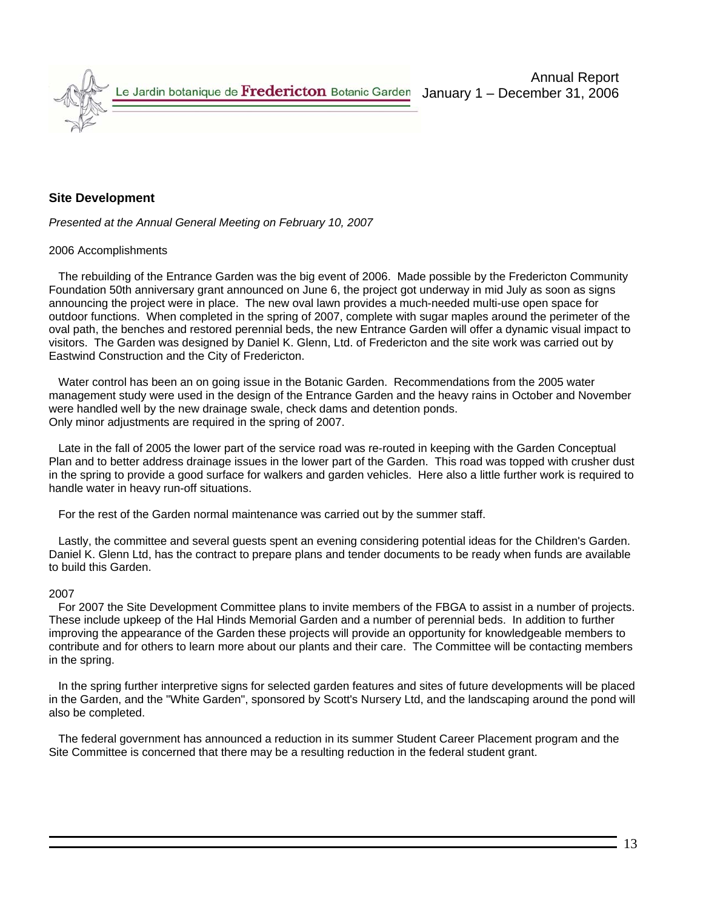## Site Development

*Presented at the Annual General Meeting on February 10, 2007*

2006 Accomplishments

The rebuilding of the Entrance Garden was the big event of 2006. Made possible by the Fredericton Community Foundation 50th anniversary grant announced on June 6, the project got underway in mid July as soon as signs announcing the project were in place. The new oval lawn provides a much-needed multi-use open space for outdoor functions. When completed in the spring of 2007, complete with sugar maples around the perimeter of the oval path, the benches and restored perennial beds, the new Entrance Garden will offer a dynamic visual impact to visitors. The Garden was designed by Daniel K. Glenn, Ltd. of Fredericton and the site work was carried out by Eastwind Construction and the City of Fredericton.

Water control has been an on going issue in the Botanic Garden. Recommendations from the 2005 water management study were used in the design of the Entrance Garden and the heavy rains in October and November were handled well by the new drainage swale, check dams and detention ponds.
Only minor adjustments are required in the spring of 2007.

Late in the fall of 2005 the lower part of the service road was re-routed in keeping with the Garden Conceptual Plan and to better address drainage issues in the lower part of the Garden. This road was topped with crusher dust in the spring to provide a good surface for walkers and garden vehicles. Here also a little further work is required to handle water in heavy run-off situations.

For the rest of the Garden normal maintenance was carried out by the summer staff.

Lastly, the committee and several guests spent an evening considering potential ideas for the Children's Garden. Daniel K. Glenn Ltd, has the contract to prepare plans and tender documents to be ready when funds are available to build this Garden.

2007

For 2007 the Site Development Committee plans to invite members of the FBGA to assist in a number of projects. These include upkeep of the Hal Hinds Memorial Garden and a number of perennial beds. In addition to further improving the appearance of the Garden these projects will provide an opportunity for knowledgeable members to contribute and for others to learn more about our plants and their care. The Committee will be contacting members in the spring.

In the spring further interpretive signs for selected garden features and sites of future developments will be placed in the Garden, and the "White Garden", sponsored by Scott's Nursery Ltd, and the landscaping around the pond will also be completed.

The federal government has announced a reduction in its summer Student Career Placement program and the Site Committee is concerned that there may be a resulting reduction in the federal student grant.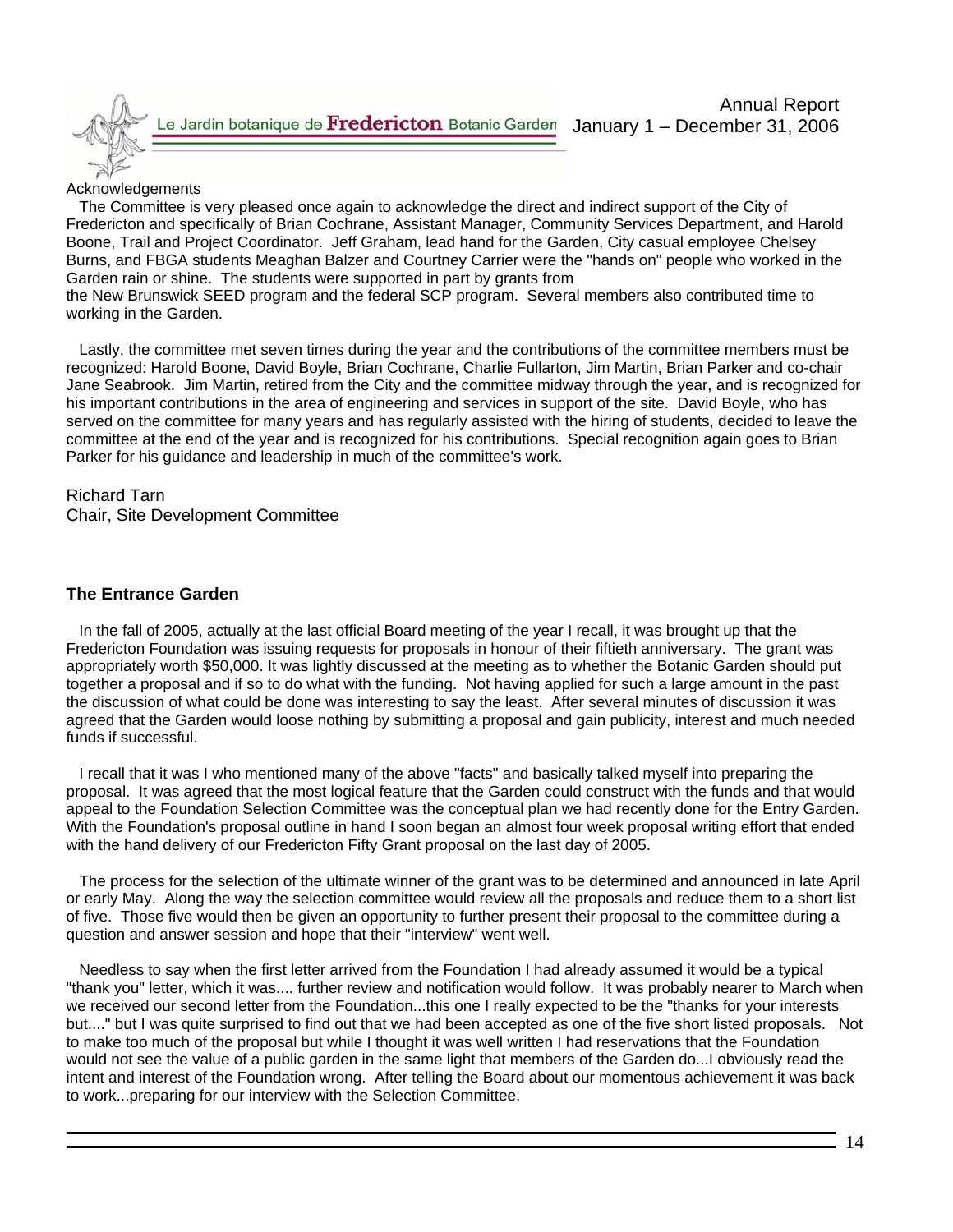Acknowledgements

The Committee is very pleased once again to acknowledge the direct and indirect support of the City of Fredericton and specifically of Brian Cochrane, Assistant Manager, Community Services Department, and Harold Boone, Trail and Project Coordinator. Jeff Graham, lead hand for the Garden, City casual employee Chelsey Burns, and FBGA students Meaghan Balzer and Courtney Carrier were the "hands on" people who worked in the Garden rain or shine. The students were supported in part by grants from the New Brunswick SEED program and the federal SCP program. Several members also contributed time to working in the Garden.

Lastly, the committee met seven times during the year and the contributions of the committee members must be recognized: Harold Boone, David Boyle, Brian Cochrane, Charlie Fullarton, Jim Martin, Brian Parker and co-chair Jane Seabrook. Jim Martin, retired from the City and the committee midway through the year, and is recognized for his important contributions in the area of engineering and services in support of the site. David Boyle, who has served on the committee for many years and has regularly assisted with the hiring of students, decided to leave the committee at the end of the year and is recognized for his contributions. Special recognition again goes to Brian Parker for his guidance and leadership in much of the committee's work.

Richard Tarn
Chair, Site Development Committee

**The Entrance Garden**

In the fall of 2005, actually at the last official Board meeting of the year I recall, it was brought up that the Fredericton Foundation was issuing requests for proposals in honour of their fiftieth anniversary. The grant was appropriately worth $50,000. It was lightly discussed at the meeting as to whether the Botanic Garden should put together a proposal and if so to do what with the funding. Not having applied for such a large amount in the past the discussion of what could be done was interesting to say the least. After several minutes of discussion it was agreed that the Garden would loose nothing by submitting a proposal and gain publicity, interest and much needed funds if successful.

I recall that it was I who mentioned many of the above "facts" and basically talked myself into preparing the proposal. It was agreed that the most logical feature that the Garden could construct with the funds and that would appeal to the Foundation Selection Committee was the conceptual plan we had recently done for the Entry Garden. With the Foundation's proposal outline in hand I soon began an almost four week proposal writing effort that ended with the hand delivery of our Fredericton Fifty Grant proposal on the last day of 2005.

The process for the selection of the ultimate winner of the grant was to be determined and announced in late April or early May. Along the way the selection committee would review all the proposals and reduce them to a short list of five. Those five would then be given an opportunity to further present their proposal to the committee during a question and answer session and hope that their "interview" went well.

Needless to say when the first letter arrived from the Foundation I had already assumed it would be a typical "thank you" letter, which it was.... further review and notification would follow. It was probably nearer to March when we received our second letter from the Foundation...this one I really expected to be the "thanks for your interests but...." but I was quite surprised to find out that we had been accepted as one of the five short listed proposals. Not to make too much of the proposal but while I thought it was well written I had reservations that the Foundation would not see the value of a public garden in the same light that members of the Garden do...I obviously read the intent and interest of the Foundation wrong. After telling the Board about our momentous achievement it was back to work...preparing for our interview with the Selection Committee.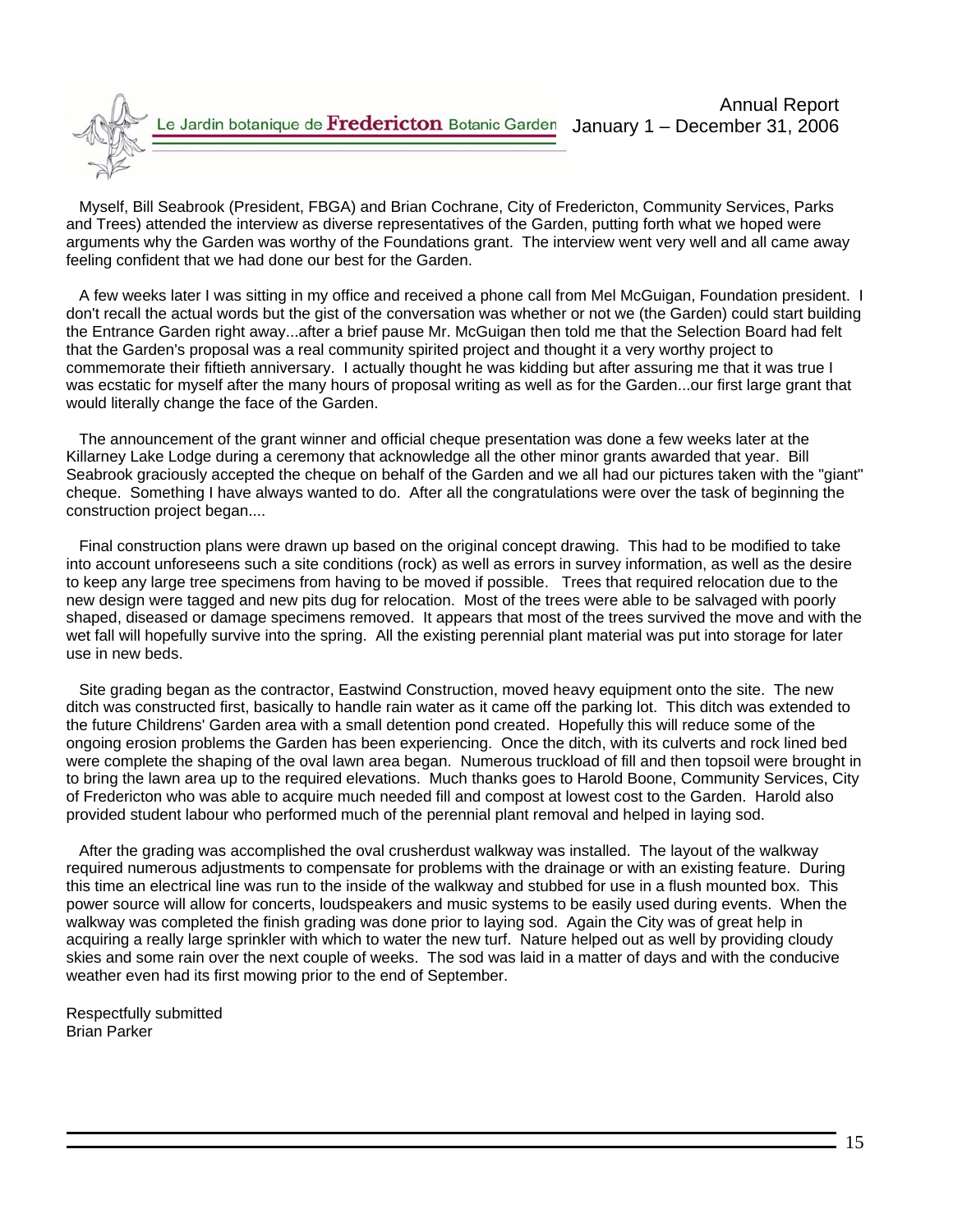Myself, Bill Seabrook (President, FBGA) and Brian Cochrane, City of Fredericton, Community Services, Parks and Trees) attended the interview as diverse representatives of the Garden, putting forth what we hoped were arguments why the Garden was worthy of the Foundations grant. The interview went very well and all came away feeling confident that we had done our best for the Garden.

A few weeks later I was sitting in my office and received a phone call from Mel McGuigan, Foundation president. I don't recall the actual words but the gist of the conversation was whether or not we (the Garden) could start building the Entrance Garden right away...after a brief pause Mr. McGuigan then told me that the Selection Board had felt that the Garden's proposal was a real community spirited project and thought it a very worthy project to commemorate their fiftieth anniversary. I actually thought he was kidding but after assuring me that it was true I was ecstatic for myself after the many hours of proposal writing as well as for the Garden...our first large grant that would literally change the face of the Garden.

The announcement of the grant winner and official cheque presentation was done a few weeks later at the Killarney Lake Lodge during a ceremony that acknowledge all the other minor grants awarded that year. Bill Seabrook graciously accepted the cheque on behalf of the Garden and we all had our pictures taken with the "giant" cheque. Something I have always wanted to do. After all the congratulations were over the task of beginning the construction project began....

Final construction plans were drawn up based on the original concept drawing. This had to be modified to take into account unforeseens such a site conditions (rock) as well as errors in survey information, as well as the desire to keep any large tree specimens from having to be moved if possible. Trees that required relocation due to the new design were tagged and new pits dug for relocation. Most of the trees were able to be salvaged with poorly shaped, diseased or damage specimens removed. It appears that most of the trees survived the move and with the wet fall will hopefully survive into the spring. All the existing perennial plant material was put into storage for later use in new beds.

Site grading began as the contractor, Eastwind Construction, moved heavy equipment onto the site. The new ditch was constructed first, basically to handle rain water as it came off the parking lot. This ditch was extended to the future Childrens' Garden area with a small detention pond created. Hopefully this will reduce some of the ongoing erosion problems the Garden has been experiencing. Once the ditch, with its culverts and rock lined bed were complete the shaping of the oval lawn area began. Numerous truckload of fill and then topsoil were brought in to bring the lawn area up to the required elevations. Much thanks goes to Harold Boone, Community Services, City of Fredericton who was able to acquire much needed fill and compost at lowest cost to the Garden. Harold also provided student labour who performed much of the perennial plant removal and helped in laying sod.

After the grading was accomplished the oval crusherdust walkway was installed. The layout of the walkway required numerous adjustments to compensate for problems with the drainage or with an existing feature. During this time an electrical line was run to the inside of the walkway and stubbed for use in a flush mounted box. This power source will allow for concerts, loudspeakers and music systems to be easily used during events. When the walkway was completed the finish grading was done prior to laying sod. Again the City was of great help in acquiring a really large sprinkler with which to water the new turf. Nature helped out as well by providing cloudy skies and some rain over the next couple of weeks. The sod was laid in a matter of days and with the conducive weather even had its first mowing prior to the end of September.

Respectfully submitted
Brian Parker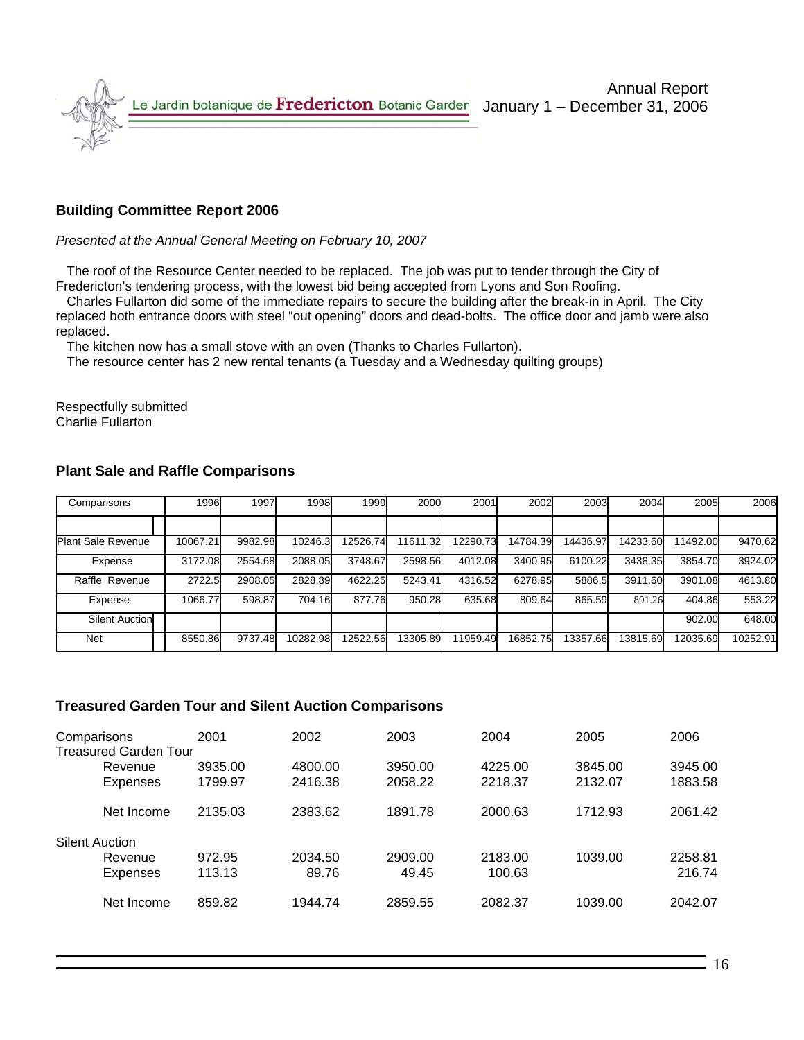## Building Committee Report 2006

*Presented at the Annual General Meeting on February 10, 2007*

The roof of the Resource Center needed to be replaced. The job was put to tender through the City of Fredericton's tendering process, with the lowest bid being accepted from Lyons and Son Roofing.

Charles Fullarton did some of the immediate repairs to secure the building after the break-in in April. The City replaced both entrance doors with steel "out opening" doors and dead-bolts. The office door and jamb were also replaced.

The kitchen now has a small stove with an oven (Thanks to Charles Fullarton).

The resource center has 2 new rental tenants (a Tuesday and a Wednesday quilting groups)

Respectfully submitted
Charlie Fullarton

## Plant Sale and Raffle Comparisons

| Comparisons | 1996 | 1997 | 1998 | 1999 | 2000 | 2001 | 2002 | 2003 | 2004 | 2005 | 2006 |
|---|---|---|---|---|---|---|---|---|---|---|---|
| | | | | | | | | | | | |
| Plant Sale Revenue | 10067.21 | 9982.98 | 10246.3 | 12526.74 | 11611.32 | 12290.73 | 14784.39 | 14436.97 | 14233.60 | 11492.00 | 9470.62 |
| Expense | 3172.08 | 2554.68 | 2088.05 | 3748.67 | 2598.56 | 4012.08 | 3400.95 | 6100.22 | 3438.35 | 3854.70 | 3924.02 |
| Raffle Revenue | 2722.5 | 2908.05 | 2828.89 | 4622.25 | 5243.41 | 4316.52 | 6278.95 | 5886.5 | 3911.60 | 3901.08 | 4613.80 |
| Expense | 1066.77 | 598.87 | 704.16 | 877.76 | 950.28 | 635.68 | 809.64 | 865.59 | 891.26 | 404.86 | 553.22 |
| Silent Auction | | | | | | | | | | 902.00 | 648.00 |
| Net | 8550.86 | 9737.48 | 10282.98 | 12522.56 | 13305.89 | 11959.49 | 16852.75 | 13357.66 | 13815.69 | 12035.69 | 10252.91 |

## Treasured Garden Tour and Silent Auction Comparisons

| Comparisons | 2001 | 2002 | 2003 | 2004 | 2005 | 2006 |
|---|---|---|---|---|---|---|
| **Treasured Garden Tour** | | | | | | |
| Revenue | 3935.00 | 4800.00 | 3950.00 | 4225.00 | 3845.00 | 3945.00 |
| Expenses | 1799.97 | 2416.38 | 2058.22 | 2218.37 | 2132.07 | 1883.58 |
| Net Income | 2135.03 | 2383.62 | 1891.78 | 2000.63 | 1712.93 | 2061.42 |
| **Silent Auction** | | | | | | |
| Revenue | 972.95 | 2034.50 | 2909.00 | 2183.00 | 1039.00 | 2258.81 |
| Expenses | 113.13 | 89.76 | 49.45 | 100.63 | | 216.74 |
| Net Income | 859.82 | 1944.74 | 2859.55 | 2082.37 | 1039.00 | 2042.07 |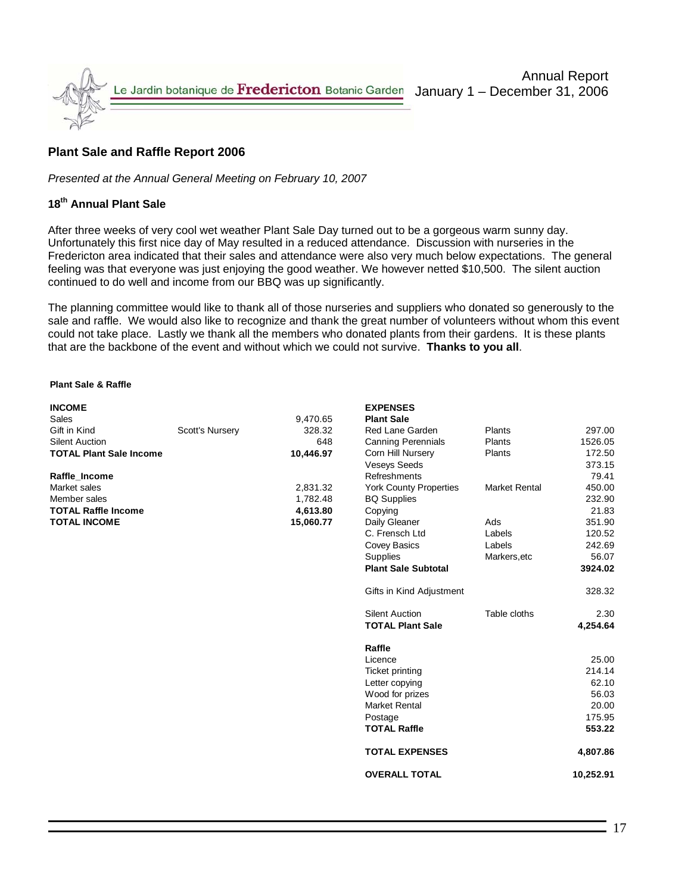## Plant Sale and Raffle Report 2006

*Presented at the Annual General Meeting on February 10, 2007*

### 18th Annual Plant Sale

After three weeks of very cool wet weather Plant Sale Day turned out to be a gorgeous warm sunny day. Unfortunately this first nice day of May resulted in a reduced attendance. Discussion with nurseries in the Fredericton area indicated that their sales and attendance were also very much below expectations. The general feeling was that everyone was just enjoying the good weather. We however netted $10,500. The silent auction continued to do well and income from our BBQ was up significantly.

The planning committee would like to thank all of those nurseries and suppliers who donated so generously to the sale and raffle. We would also like to recognize and thank the great number of volunteers without whom this event could not take place. Lastly we thank all the members who donated plants from their gardens. It is these plants that are the backbone of the event and without which we could not survive. **Thanks to you all**.

**Plant Sale & Raffle**

| **INCOME** | | |
|---|---|---|
| Sales | | 9,470.65 |
| Gift in Kind | Scott's Nursery | 328.32 |
| Silent Auction | | 648 |
| **TOTAL Plant Sale Income** | | **10,446.97** |
| **Raffle_Income** | | |
| Market sales | | 2,831.32 |
| Member sales | | 1,782.48 |
| **TOTAL Raffle Income** | | **4,613.80** |
| **TOTAL INCOME** | | **15,060.77** |

| **EXPENSES** | | |
|---|---|---|
| **Plant Sale** | | |
| Red Lane Garden | Plants | 297.00 |
| Canning Perennials | Plants | 1526.05 |
| Corn Hill Nursery | Plants | 172.50 |
| Veseys Seeds | | 373.15 |
| Refreshments | | 79.41 |
| York County Properties | Market Rental | 450.00 |
| BQ Supplies | | 232.90 |
| Copying | | 21.83 |
| Daily Gleaner | Ads | 351.90 |
| C. Frensch Ltd | Labels | 120.52 |
| Covey Basics | Labels | 242.69 |
| Supplies | Markers,etc | 56.07 |
| **Plant Sale Subtotal** | | **3924.02** |
| Gifts in Kind Adjustment | | 328.32 |
| Silent Auction | Table cloths | 2.30 |
| **TOTAL Plant Sale** | | **4,254.64** |
| **Raffle** | | |
| Licence | | 25.00 |
| Ticket printing | | 214.14 |
| Letter copying | | 62.10 |
| Wood for prizes | | 56.03 |
| Market Rental | | 20.00 |
| Postage | | 175.95 |
| **TOTAL Raffle** | | **553.22** |
| **TOTAL EXPENSES** | | **4,807.86** |
| **OVERALL TOTAL** | | **10,252.91** |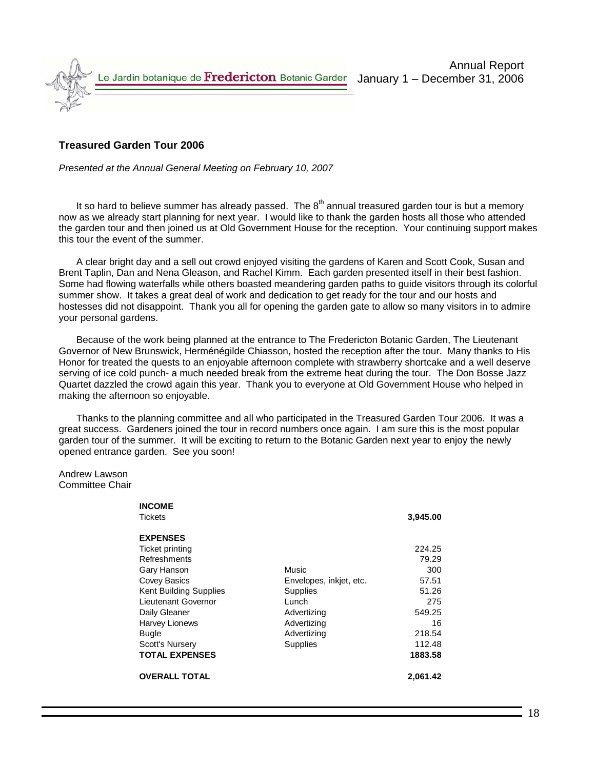## Treasured Garden Tour 2006

*Presented at the Annual General Meeting on February 10, 2007*

It so hard to believe summer has already passed. The 8th annual treasured garden tour is but a memory now as we already start planning for next year. I would like to thank the garden hosts all those who attended the garden tour and then joined us at Old Government House for the reception. Your continuing support makes this tour the event of the summer.

A clear bright day and a sell out crowd enjoyed visiting the gardens of Karen and Scott Cook, Susan and Brent Taplin, Dan and Nena Gleason, and Rachel Kimm. Each garden presented itself in their best fashion. Some had flowing waterfalls while others boasted meandering garden paths to guide visitors through its colorful summer show. It takes a great deal of work and dedication to get ready for the tour and our hosts and hostesses did not disappoint. Thank you all for opening the garden gate to allow so many visitors in to admire your personal gardens.

Because of the work being planned at the entrance to The Fredericton Botanic Garden, The Lieutenant Governor of New Brunswick, Herménégilde Chiasson, hosted the reception after the tour. Many thanks to His Honor for treated the quests to an enjoyable afternoon complete with strawberry shortcake and a well deserve serving of ice cold punch- a much needed break from the extreme heat during the tour. The Don Bosse Jazz Quartet dazzled the crowd again this year. Thank you to everyone at Old Government House who helped in making the afternoon so enjoyable.

Thanks to the planning committee and all who participated in the Treasured Garden Tour 2006. It was a great success. Gardeners joined the tour in record numbers once again. I am sure this is the most popular garden tour of the summer. It will be exciting to return to the Botanic Garden next year to enjoy the newly opened entrance garden. See you soon!

Andrew Lawson
Committee Chair

| | | |
|---|---|---|
| **INCOME** | | |
| Tickets | | **3,945.00** |
| **EXPENSES** | | |
| Ticket printing | | 224.25 |
| Refreshments | | 79.29 |
| Gary Hanson | Music | 300 |
| Covey Basics | Envelopes, inkjet, etc. | 57.51 |
| Kent Building Supplies | Supplies | 51.26 |
| Lieutenant Governor | Lunch | 275 |
| Daily Gleaner | Advertizing | 549.25 |
| Harvey Lionews | Advertizing | 16 |
| Bugle | Advertizing | 218.54 |
| Scott's Nursery | Supplies | 112.48 |
| **TOTAL EXPENSES** | | **1883.58** |
| **OVERALL TOTAL** | | **2,061.42** |